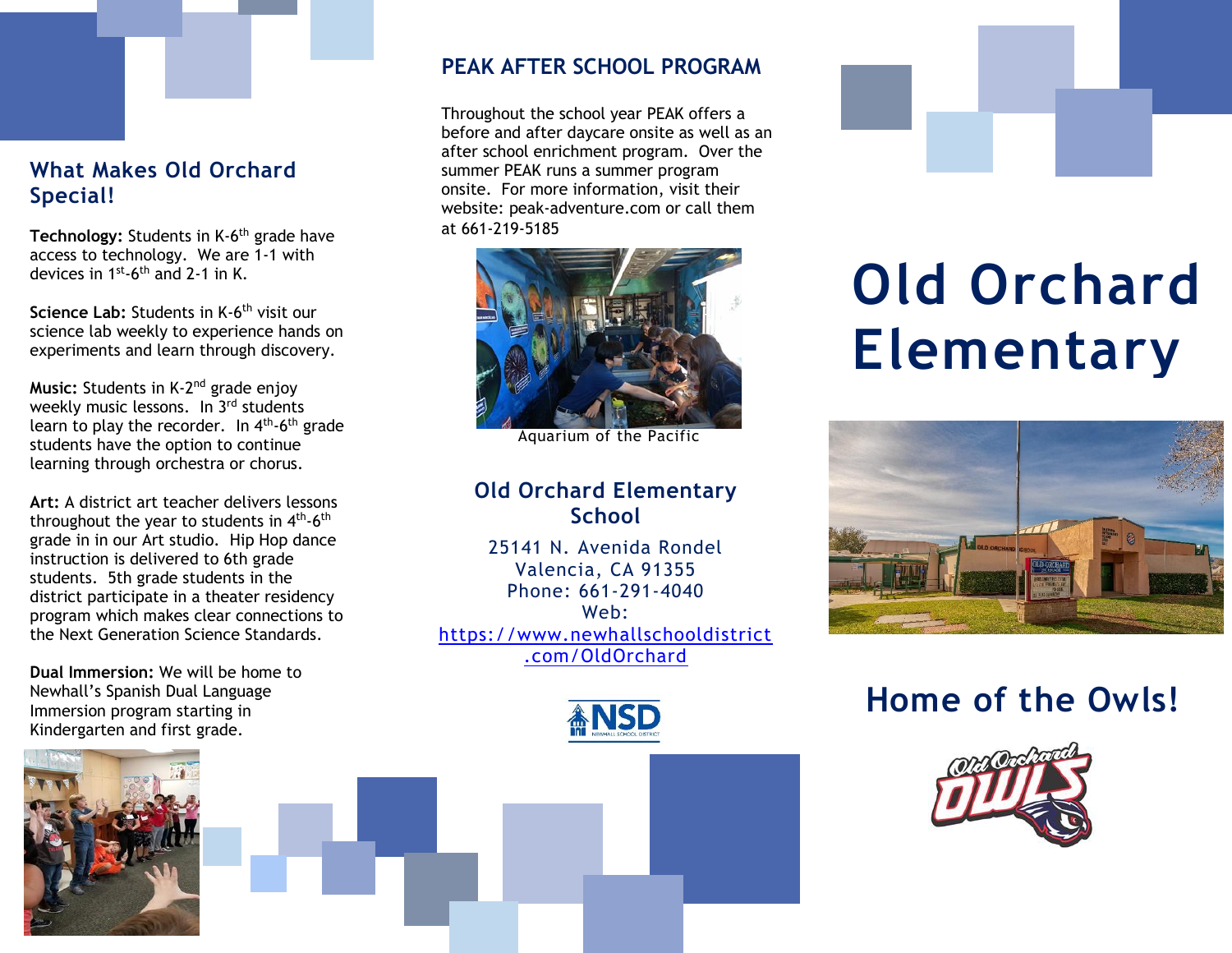## What Makes Old Orchard Special!

**Technology:** Students in K-6th grade have access to technology. We are 1-1 with devices in 1st-6th and 2-1 in K.

**Science Lab:** Students in K-6th visit our science lab weekly to experience hands on experiments and learn through discovery.

**Music:** Students in K-2nd grade enjoy weekly music lessons. In 3rd students learn to play the recorder. In 4th-6th grade students have the option to continue learning through orchestra or chorus.

**Art:** A district art teacher delivers lessons throughout the year to students in 4th-6th grade in in our Art studio. Hip Hop dance instruction is delivered to 6th grade students. 5th grade students in the district participate in a theater residency program which makes clear connections to the Next Generation Science Standards.

**Dual Immersion:** We will be home to Newhall's Spanish Dual Language Immersion program starting in Kindergarten and first grade.

## PEAK AFTER SCHOOL PROGRAM

Throughout the school year PEAK offers a before and after daycare onsite as well as an after school enrichment program. Over the summer PEAK runs a summer program onsite. For more information, visit their website: peak-adventure.com or call them at 661-219-5185

Aquarium of the Pacific

### Old Orchard Elementary School

25141 N. Avenida Rondel
Valencia, CA 91355
Phone: 661-291-4040
Web:
[https://www.newhallschooldistrict.com/OldOrchard](https://www.newhallschooldistrict.com/OldOrchard)

NSD
NEWHALL SCHOOL DISTRICT

# Old Orchard Elementary

## Home of the Owls!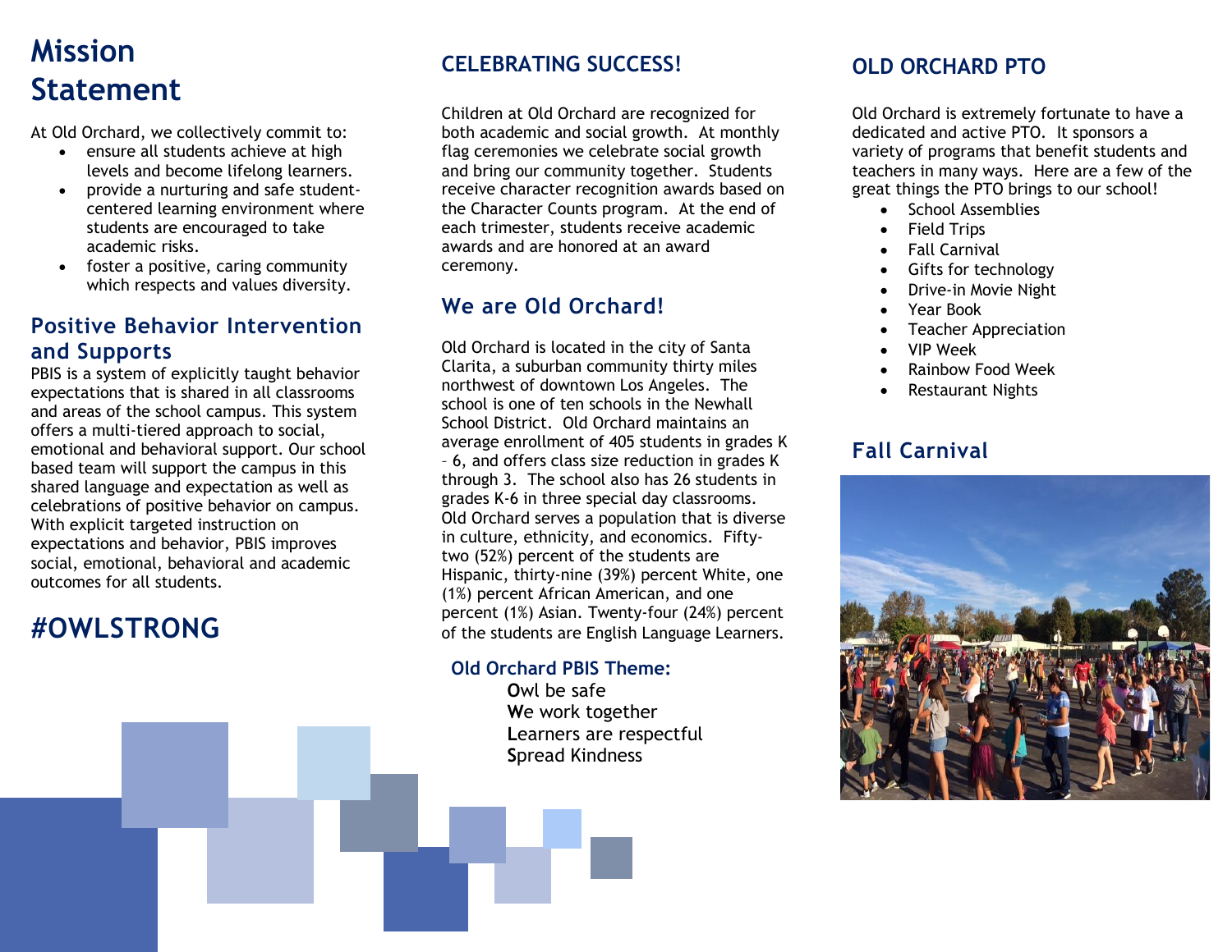# Mission Statement

At Old Orchard, we collectively commit to:

- ensure all students achieve at high levels and become lifelong learners.
- provide a nurturing and safe student-centered learning environment where students are encouraged to take academic risks.
- foster a positive, caring community which respects and values diversity.

## Positive Behavior Intervention and Supports

PBIS is a system of explicitly taught behavior expectations that is shared in all classrooms and areas of the school campus. This system offers a multi-tiered approach to social, emotional and behavioral support. Our school based team will support the campus in this shared language and expectation as well as celebrations of positive behavior on campus. With explicit targeted instruction on expectations and behavior, PBIS improves social, emotional, behavioral and academic outcomes for all students.

# #OWLSTRONG

## CELEBRATING SUCCESS!

Children at Old Orchard are recognized for both academic and social growth. At monthly flag ceremonies we celebrate social growth and bring our community together. Students receive character recognition awards based on the Character Counts program. At the end of each trimester, students receive academic awards and are honored at an award ceremony.

## We are Old Orchard!

Old Orchard is located in the city of Santa Clarita, a suburban community thirty miles northwest of downtown Los Angeles. The school is one of ten schools in the Newhall School District. Old Orchard maintains an average enrollment of 405 students in grades K – 6, and offers class size reduction in grades K through 3. The school also has 26 students in grades K-6 in three special day classrooms. Old Orchard serves a population that is diverse in culture, ethnicity, and economics. Fifty-two (52%) percent of the students are Hispanic, thirty-nine (39%) percent White, one (1%) percent African American, and one percent (1%) Asian. Twenty-four (24%) percent of the students are English Language Learners.

### Old Orchard PBIS Theme:

**O**wl be safe
**W**e work together
**L**earners are respectful
**S**pread Kindness

## OLD ORCHARD PTO

Old Orchard is extremely fortunate to have a dedicated and active PTO. It sponsors a variety of programs that benefit students and teachers in many ways. Here are a few of the great things the PTO brings to our school!

- School Assemblies
- Field Trips
- Fall Carnival
- Gifts for technology
- Drive-in Movie Night
- Year Book
- Teacher Appreciation
- VIP Week
- Rainbow Food Week
- Restaurant Nights

## Fall Carnival